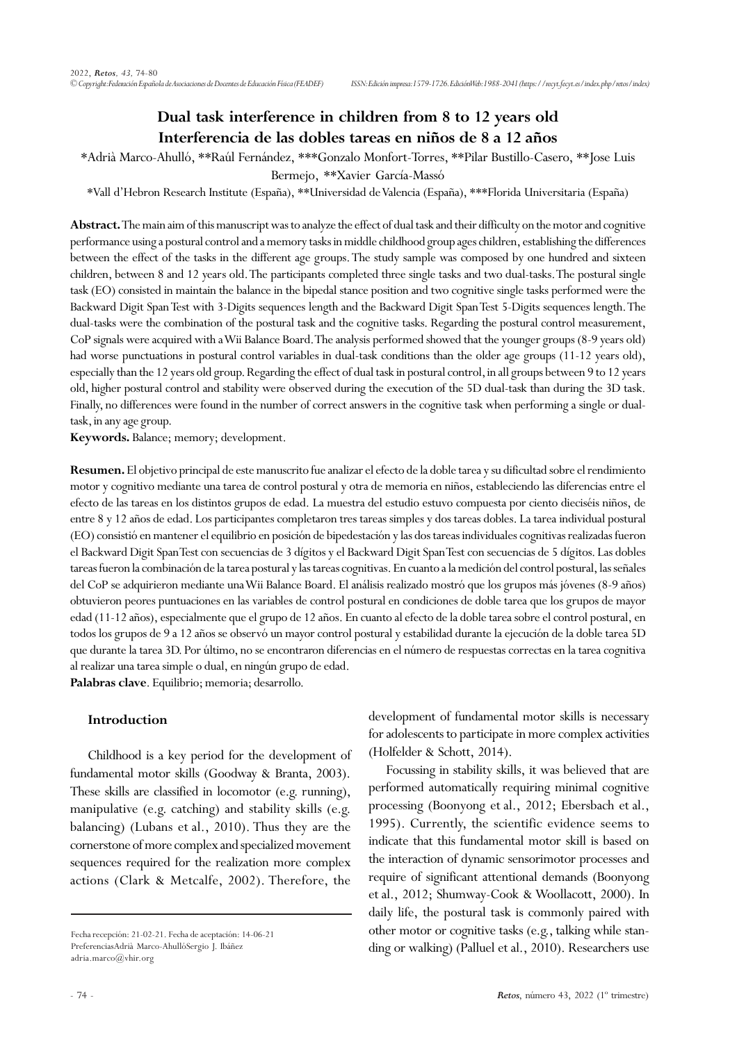# Dual task interference in children from 8 to 12 years old
# Interferencia de las dobles tareas en niños de 8 a 12 años

*Adrià Marco-Ahulló, **Raúl Fernández, ***Gonzalo Monfort-Torres, **Pilar Bustillo-Casero, **Jose Luis Bermejo, **Xavier García-Massó

*Vall d'Hebron Research Institute (España), **Universidad de Valencia (España), ***Florida Universitaria (España)

**Abstract.** The main aim of this manuscript was to analyze the effect of dual task and their difficulty on the motor and cognitive performance using a postural control and a memory tasks in middle childhood group ages children, establishing the differences between the effect of the tasks in the different age groups. The study sample was composed by one hundred and sixteen children, between 8 and 12 years old. The participants completed three single tasks and two dual-tasks. The postural single task (EO) consisted in maintain the balance in the bipedal stance position and two cognitive single tasks performed were the Backward Digit Span Test with 3-Digits sequences length and the Backward Digit Span Test 5-Digits sequences length. The dual-tasks were the combination of the postural task and the cognitive tasks. Regarding the postural control measurement, CoP signals were acquired with a Wii Balance Board. The analysis performed showed that the younger groups (8-9 years old) had worse punctuations in postural control variables in dual-task conditions than the older age groups (11-12 years old), especially than the 12 years old group. Regarding the effect of dual task in postural control, in all groups between 9 to 12 years old, higher postural control and stability were observed during the execution of the 5D dual-task than during the 3D task. Finally, no differences were found in the number of correct answers in the cognitive task when performing a single or dual-task, in any age group.

**Keywords.** Balance; memory; development.

**Resumen.** El objetivo principal de este manuscrito fue analizar el efecto de la doble tarea y su dificultad sobre el rendimiento motor y cognitivo mediante una tarea de control postural y otra de memoria en niños, estableciendo las diferencias entre el efecto de las tareas en los distintos grupos de edad. La muestra del estudio estuvo compuesta por ciento dieciséis niños, de entre 8 y 12 años de edad. Los participantes completaron tres tareas simples y dos tareas dobles. La tarea individual postural (EO) consistió en mantener el equilibrio en posición de bipedestación y las dos tareas individuales cognitivas realizadas fueron el Backward Digit Span Test con secuencias de 3 dígitos y el Backward Digit Span Test con secuencias de 5 dígitos. Las dobles tareas fueron la combinación de la tarea postural y las tareas cognitivas. En cuanto a la medición del control postural, las señales del CoP se adquirieron mediante una Wii Balance Board. El análisis realizado mostró que los grupos más jóvenes (8-9 años) obtuvieron peores puntuaciones en las variables de control postural en condiciones de doble tarea que los grupos de mayor edad (11-12 años), especialmente que el grupo de 12 años. En cuanto al efecto de la doble tarea sobre el control postural, en todos los grupos de 9 a 12 años se observó un mayor control postural y estabilidad durante la ejecución de la doble tarea 5D que durante la tarea 3D. Por último, no se encontraron diferencias en el número de respuestas correctas en la tarea cognitiva al realizar una tarea simple o dual, en ningún grupo de edad.

**Palabras clave**. Equilibrio; memoria; desarrollo.

## Introduction

Childhood is a key period for the development of fundamental motor skills (Goodway & Branta, 2003). These skills are classified in locomotor (e.g. running), manipulative (e.g. catching) and stability skills (e.g. balancing) (Lubans et al., 2010). Thus they are the cornerstone of more complex and specialized movement sequences required for the realization more complex actions (Clark & Metcalfe, 2002). Therefore, the development of fundamental motor skills is necessary for adolescents to participate in more complex activities (Holfelder & Schott, 2014).

Focussing in stability skills, it was believed that are performed automatically requiring minimal cognitive processing (Boonyong et al., 2012; Ebersbach et al., 1995). Currently, the scientific evidence seems to indicate that this fundamental motor skill is based on the interaction of dynamic sensorimotor processes and require of significant attentional demands (Boonyong et al., 2012; Shumway-Cook & Woollacott, 2000). In daily life, the postural task is commonly paired with other motor or cognitive tasks (e.g., talking while standing or walking) (Palluel et al., 2010). Researchers use

Fecha recepción: 21-02-21. Fecha de aceptación: 14-06-21
PreferenciasAdrià Marco-AhullóSergio J. Ibáñez
adria.marco@vhir.org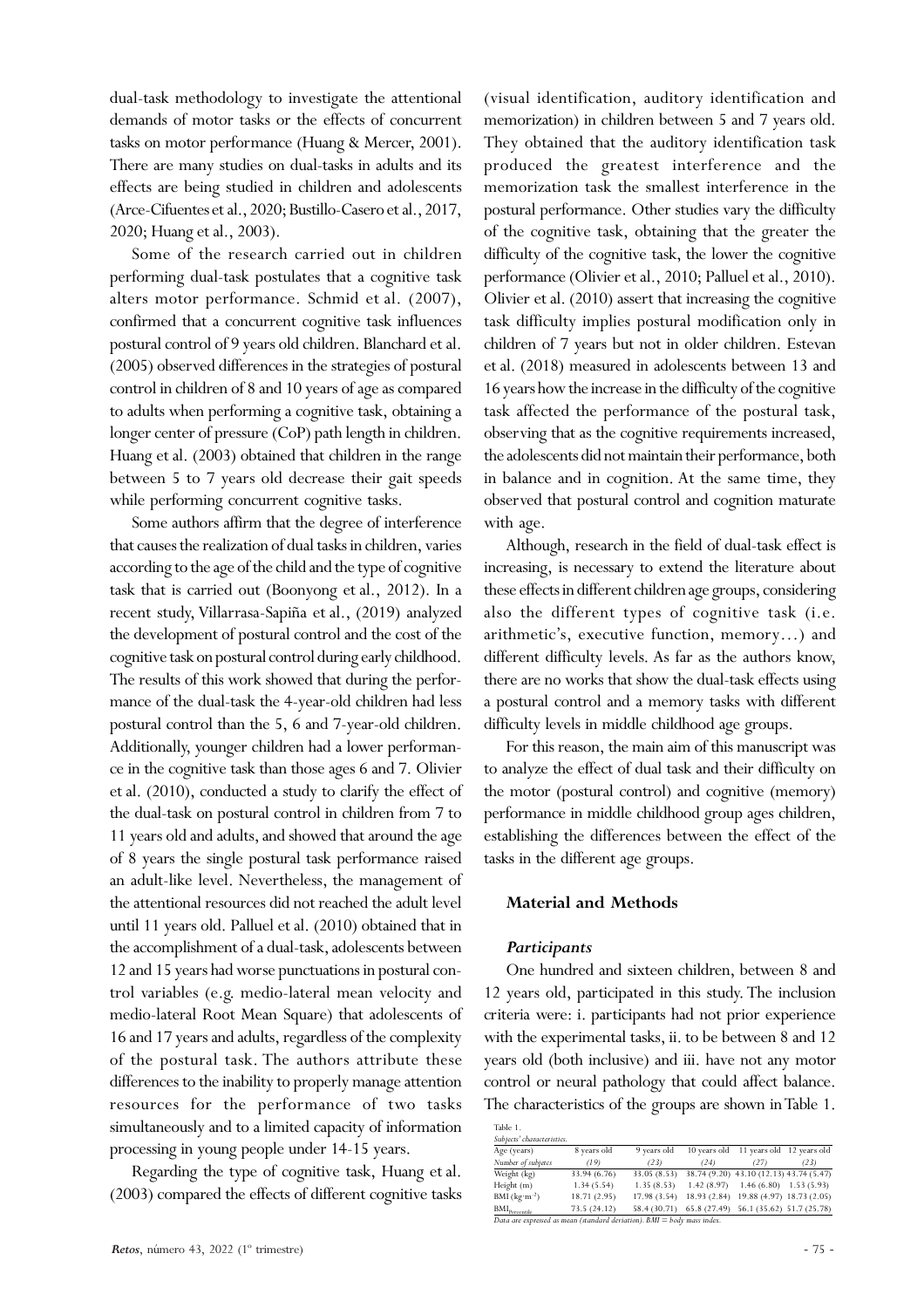dual-task methodology to investigate the attentional demands of motor tasks or the effects of concurrent tasks on motor performance (Huang & Mercer, 2001). There are many studies on dual-tasks in adults and its effects are being studied in children and adolescents (Arce-Cifuentes et al., 2020; Bustillo-Casero et al., 2017, 2020; Huang et al., 2003).

Some of the research carried out in children performing dual-task postulates that a cognitive task alters motor performance. Schmid et al. (2007), confirmed that a concurrent cognitive task influences postural control of 9 years old children. Blanchard et al. (2005) observed differences in the strategies of postural control in children of 8 and 10 years of age as compared to adults when performing a cognitive task, obtaining a longer center of pressure (CoP) path length in children. Huang et al. (2003) obtained that children in the range between 5 to 7 years old decrease their gait speeds while performing concurrent cognitive tasks.

Some authors affirm that the degree of interference that causes the realization of dual tasks in children, varies according to the age of the child and the type of cognitive task that is carried out (Boonyong et al., 2012). In a recent study, Villarrasa-Sapiña et al., (2019) analyzed the development of postural control and the cost of the cognitive task on postural control during early childhood. The results of this work showed that during the performance of the dual-task the 4-year-old children had less postural control than the 5, 6 and 7-year-old children. Additionally, younger children had a lower performance in the cognitive task than those ages 6 and 7. Olivier et al. (2010), conducted a study to clarify the effect of the dual-task on postural control in children from 7 to 11 years old and adults, and showed that around the age of 8 years the single postural task performance raised an adult-like level. Nevertheless, the management of the attentional resources did not reached the adult level until 11 years old. Palluel et al. (2010) obtained that in the accomplishment of a dual-task, adolescents between 12 and 15 years had worse punctuations in postural control variables (e.g. medio-lateral mean velocity and medio-lateral Root Mean Square) that adolescents of 16 and 17 years and adults, regardless of the complexity of the postural task. The authors attribute these differences to the inability to properly manage attention resources for the performance of two tasks simultaneously and to a limited capacity of information processing in young people under 14-15 years.

Regarding the type of cognitive task, Huang et al. (2003) compared the effects of different cognitive tasks (visual identification, auditory identification and memorization) in children between 5 and 7 years old. They obtained that the auditory identification task produced the greatest interference and the memorization task the smallest interference in the postural performance. Other studies vary the difficulty of the cognitive task, obtaining that the greater the difficulty of the cognitive task, the lower the cognitive performance (Olivier et al., 2010; Palluel et al., 2010). Olivier et al. (2010) assert that increasing the cognitive task difficulty implies postural modification only in children of 7 years but not in older children. Estevan et al. (2018) measured in adolescents between 13 and 16 years how the increase in the difficulty of the cognitive task affected the performance of the postural task, observing that as the cognitive requirements increased, the adolescents did not maintain their performance, both in balance and in cognition. At the same time, they observed that postural control and cognition maturate with age.

Although, research in the field of dual-task effect is increasing, is necessary to extend the literature about these effects in different children age groups, considering also the different types of cognitive task (i.e. arithmetic's, executive function, memory…) and different difficulty levels. As far as the authors know, there are no works that show the dual-task effects using a postural control and a memory tasks with different difficulty levels in middle childhood age groups.

For this reason, the main aim of this manuscript was to analyze the effect of dual task and their difficulty on the motor (postural control) and cognitive (memory) performance in middle childhood group ages children, establishing the differences between the effect of the tasks in the different age groups.

## Material and Methods

### *Participants*

One hundred and sixteen children, between 8 and 12 years old, participated in this study. The inclusion criteria were: i. participants had not prior experience with the experimental tasks, ii. to be between 8 and 12 years old (both inclusive) and iii. have not any motor control or neural pathology that could affect balance. The characteristics of the groups are shown in Table 1.

Table 1.
*Subjects' characteristics.*

| Age (years) | 8 years old | 9 years old | 10 years old | 11 years old | 12 years old |
|---|---|---|---|---|---|
| *Number of subjects* | *(19)* | *(23)* | *(24)* | *(27)* | *(23)* |
| Weight (kg) | 33.94 (6.76) | 33.05 (8.53) | 38.74 (9.20) | 43.10 (12.13) | 43.74 (5.47) |
| Height (m) | 1.34 (5.54) | 1.35 (8.53) | 1.42 (8.97) | 1.46 (6.80) | 1.53 (5.93) |
| BMI ($kg \cdot m^{-2}$) | 18.71 (2.95) | 17.98 (3.54) | 18.93 (2.84) | 19.88 (4.97) | 18.73 (2.05) |
| $BMI_{Percentile}$ | 73.5 (24.12) | 58.4 (30.71) | 65.8 (27.49) | 56.1 (35.62) | 51.7 (25.78) |

*Data are expressed as mean (standard deviation). BMI = body mass index.*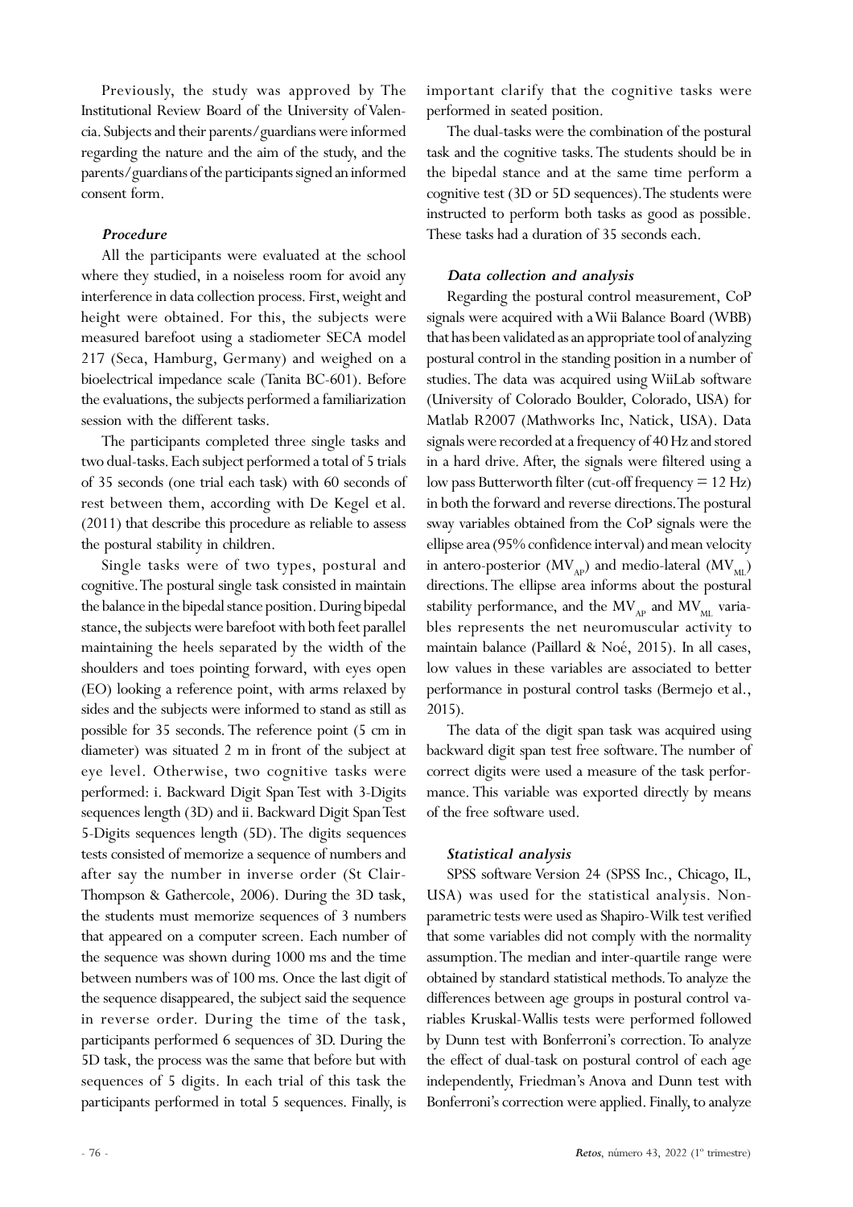Previously, the study was approved by The Institutional Review Board of the University of Valencia. Subjects and their parents/guardians were informed regarding the nature and the aim of the study, and the parents/guardians of the participants signed an informed consent form.

### *Procedure*

All the participants were evaluated at the school where they studied, in a noiseless room for avoid any interference in data collection process. First, weight and height were obtained. For this, the subjects were measured barefoot using a stadiometer SECA model 217 (Seca, Hamburg, Germany) and weighed on a bioelectrical impedance scale (Tanita BC-601). Before the evaluations, the subjects performed a familiarization session with the different tasks.

The participants completed three single tasks and two dual-tasks. Each subject performed a total of 5 trials of 35 seconds (one trial each task) with 60 seconds of rest between them, according with De Kegel et al. (2011) that describe this procedure as reliable to assess the postural stability in children.

Single tasks were of two types, postural and cognitive. The postural single task consisted in maintain the balance in the bipedal stance position. During bipedal stance, the subjects were barefoot with both feet parallel maintaining the heels separated by the width of the shoulders and toes pointing forward, with eyes open (EO) looking a reference point, with arms relaxed by sides and the subjects were informed to stand as still as possible for 35 seconds. The reference point (5 cm in diameter) was situated 2 m in front of the subject at eye level. Otherwise, two cognitive tasks were performed: i. Backward Digit Span Test with 3-Digits sequences length (3D) and ii. Backward Digit Span Test 5-Digits sequences length (5D). The digits sequences tests consisted of memorize a sequence of numbers and after say the number in inverse order (St Clair-Thompson & Gathercole, 2006). During the 3D task, the students must memorize sequences of 3 numbers that appeared on a computer screen. Each number of the sequence was shown during 1000 ms and the time between numbers was of 100 ms. Once the last digit of the sequence disappeared, the subject said the sequence in reverse order. During the time of the task, participants performed 6 sequences of 3D. During the 5D task, the process was the same that before but with sequences of 5 digits. In each trial of this task the participants performed in total 5 sequences. Finally, is important clarify that the cognitive tasks were performed in seated position.

The dual-tasks were the combination of the postural task and the cognitive tasks. The students should be in the bipedal stance and at the same time perform a cognitive test (3D or 5D sequences). The students were instructed to perform both tasks as good as possible. These tasks had a duration of 35 seconds each.

### *Data collection and analysis*

Regarding the postural control measurement, CoP signals were acquired with a Wii Balance Board (WBB) that has been validated as an appropriate tool of analyzing postural control in the standing position in a number of studies. The data was acquired using WiiLab software (University of Colorado Boulder, Colorado, USA) for Matlab R2007 (Mathworks Inc, Natick, USA). Data signals were recorded at a frequency of 40 Hz and stored in a hard drive. After, the signals were filtered using a low pass Butterworth filter (cut-off frequency = 12 Hz) in both the forward and reverse directions. The postural sway variables obtained from the CoP signals were the ellipse area (95% confidence interval) and mean velocity in antero-posterior ($MV_{AP}$) and medio-lateral ($MV_{ML}$) directions. The ellipse area informs about the postural stability performance, and the $MV_{AP}$ and $MV_{ML}$ variables represents the net neuromuscular activity to maintain balance (Paillard & Noé, 2015). In all cases, low values in these variables are associated to better performance in postural control tasks (Bermejo et al., 2015).

The data of the digit span task was acquired using backward digit span test free software. The number of correct digits were used a measure of the task performance. This variable was exported directly by means of the free software used.

### *Statistical analysis*

SPSS software Version 24 (SPSS Inc., Chicago, IL, USA) was used for the statistical analysis. Non-parametric tests were used as Shapiro-Wilk test verified that some variables did not comply with the normality assumption. The median and inter-quartile range were obtained by standard statistical methods. To analyze the differences between age groups in postural control variables Kruskal-Wallis tests were performed followed by Dunn test with Bonferroni's correction. To analyze the effect of dual-task on postural control of each age independently, Friedman's Anova and Dunn test with Bonferroni's correction were applied. Finally, to analyze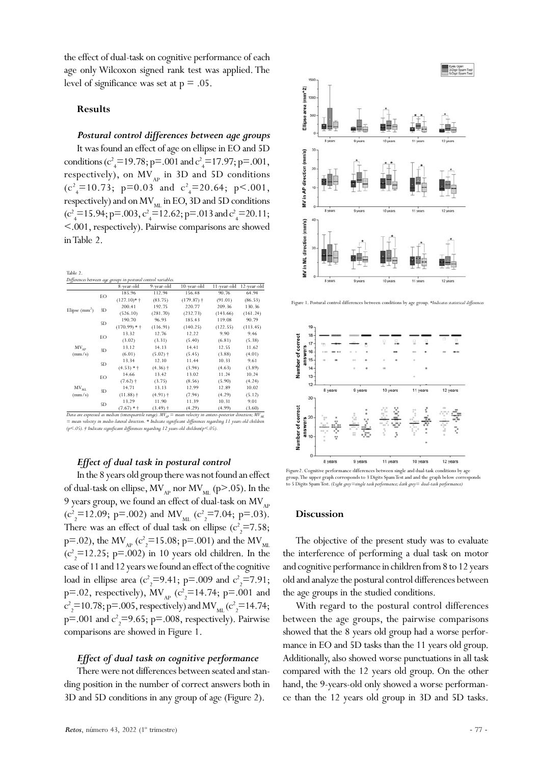the effect of dual-task on cognitive performance of each age only Wilcoxon signed rank test was applied. The level of significance was set at p = .05.

## Results

### *Postural control differences between age groups*

It was found an effect of age on ellipse in EO and 5D conditions ($c^2_4$=19.78; p=.001 and $c^2_4$=17.97; p=.001, respectively), on $MV_{AP}$ in 3D and 5D conditions ($c^2_4$=10.73; p=0.03 and $c^2_4$=20.64; p<.001, respectively) and on $MV_{ML}$ in EO, 3D and 5D conditions ($c^2_4$=15.94; p=.003, $c^2_4$=12.62; p=.013 and $c^2_4$=20.11; <.001, respectively). Pairwise comparisons are showed in Table 2.

Table 2.
*Differences between age groups in postural control variables.*

| | | 8-year-old | 9-year-old | 10-year-old | 11-year-old | 12-year-old |
|---|---|---|---|---|---|---|
| Elipse ($mm^2$) | EO | 185.96 (127.10)* † | 112.94 (83.75) | 156.48 (179.87) † | 90.76 (91.01) | 64.94 (86.53) |
| | 3D | 200.41 (526.10) | 192.75 (281.70) | 220.77 (232.73) | 209.36 (143.66) | 130.36 (161.24) |
| | 5D | 190.70 (170.99) * † | 96.93 (116.91) | 185.43 (140.25) | 119.08 (122.55) | 90.79 (113.45) |
| $MV_{AP}$ (mm/s) | EO | 13.32 (3.02) | 12.76 (3.31) | 12.22 (5.40) | 9.90 (6.81) | 9.46 (5.38) |
| | 3D | 13.12 (6.01) | 14.13 (5.02) † | 14.41 (5.45) | 12.55 (3.88) | 11.62 (4.01) |
| | 5D | 13.34 (4.53) * † | 12.10 (4.36) † | 11.44 (3.94) | 10.33 (4.63) | 9.61 (3.89) |
| $MV_{ML}$ (mm/s) | EO | 14.66 (7.62) † | 13.42 (3.75) | 13.02 (8.56) | 11.24 (5.90) | 10.24 (4.24) |
| | 3D | 14.71 (11.88) † | 13.13 (4.91) † | 12.99 (7.94) | 12.89 (4.29) | 10.02 (5.12) |
| | 5D | 13.29 (7.67) * † | 11.90 (3.49) † | 11.39 (4.29) | 10.31 (4.99) | 9.01 (3.60) |

*Data are expressed as median (interquartile range). $MV_{AP}$ = mean velocity in antero-posterior direction; $MV_{ML}$ = mean velocity in medio-lateral direction. * Indicate significant differences regarding 11 years-old children (p<.05). † Indicate significant differences regarding 12 years-old children(p<.05).*

### *Effect of dual task in postural control*

In the 8 years old group there was not found an effect of dual-task on ellipse, $MV_{AP}$ nor $MV_{ML}$ (p>.05). In the 9 years group, we found an effect of dual-task on $MV_{AP}$ ($c^2_2$=12.09; p=.002) and $MV_{ML}$ ($c^2_2$=7.04; p=.03). There was an effect of dual task on ellipse ($c^2_2$=7.58; p=.02), the $MV_{AP}$ ($c^2_2$=15.08; p=.001) and the $MV_{ML}$ ($c^2_2$=12.25; p=.002) in 10 years old children. In the case of 11 and 12 years we found an effect of the cognitive load in ellipse area ($c^2_2$=9.41; p=.009 and $c^2_2$=7.91; p=.02, respectively), $MV_{AP}$ ($c^2_2$=14.74; p=.001 and $c^2_2$=10.78; p=.005, respectively) and $MV_{ML}$ ($c^2_2$=14.74; p=.001 and $c^2_2$=9.65; p=.008, respectively). Pairwise comparisons are showed in Figure 1.

### *Effect of dual task on cognitive performance*

There were not differences between seated and standing position in the number of correct answers both in 3D and 5D conditions in any group of age (Figure 2).

Figure 1. Postural control differences between conditions by age group. **Indicates statistical differences*

Figure2. Cognitive performance differences between single and dual-task conditions by age group. The upper graph corresponds to 3 Digits Spam Test and the graph below corresponds to 5 Digits Spam Test. *(Light grey=single task performance; dark grey= dual-task performance)*

## Discussion

The objective of the present study was to evaluate the interference of performing a dual task on motor and cognitive performance in children from 8 to 12 years old and analyze the postural control differences between the age groups in the studied conditions.

With regard to the postural control differences between the age groups, the pairwise comparisons showed that the 8 years old group had a worse performance in EO and 5D tasks than the 11 years old group. Additionally, also showed worse punctuations in all task compared with the 12 years old group. On the other hand, the 9-years-old only showed a worse performance than the 12 years old group in 3D and 5D tasks.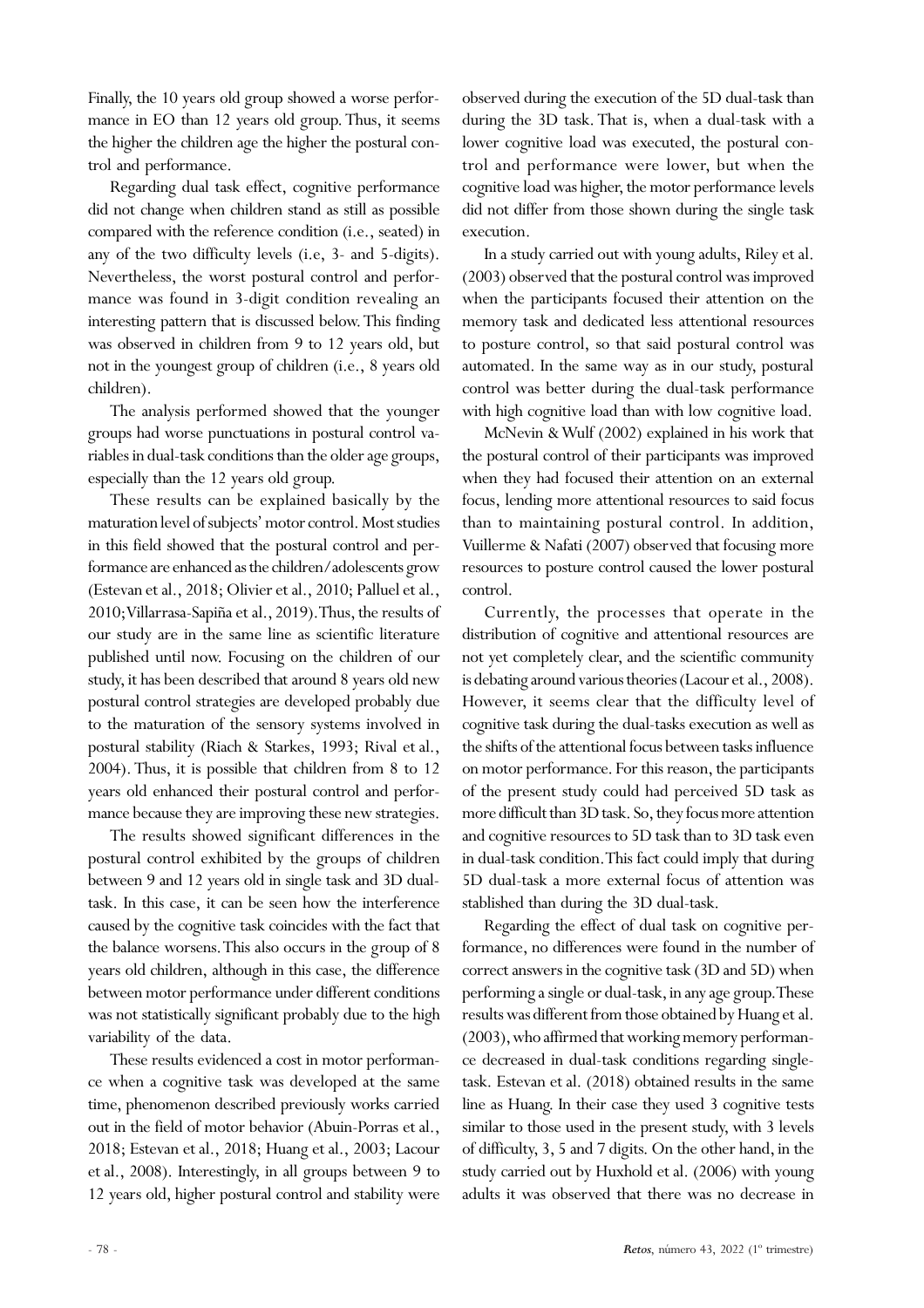Finally, the 10 years old group showed a worse performance in EO than 12 years old group. Thus, it seems the higher the children age the higher the postural control and performance.

Regarding dual task effect, cognitive performance did not change when children stand as still as possible compared with the reference condition (i.e., seated) in any of the two difficulty levels (i.e, 3- and 5-digits). Nevertheless, the worst postural control and performance was found in 3-digit condition revealing an interesting pattern that is discussed below. This finding was observed in children from 9 to 12 years old, but not in the youngest group of children (i.e., 8 years old children).

The analysis performed showed that the younger groups had worse punctuations in postural control variables in dual-task conditions than the older age groups, especially than the 12 years old group.

These results can be explained basically by the maturation level of subjects' motor control. Most studies in this field showed that the postural control and performance are enhanced as the children/adolescents grow (Estevan et al., 2018; Olivier et al., 2010; Palluel et al., 2010; Villarrasa-Sapiña et al., 2019). Thus, the results of our study are in the same line as scientific literature published until now. Focusing on the children of our study, it has been described that around 8 years old new postural control strategies are developed probably due to the maturation of the sensory systems involved in postural stability (Riach & Starkes, 1993; Rival et al., 2004). Thus, it is possible that children from 8 to 12 years old enhanced their postural control and performance because they are improving these new strategies.

The results showed significant differences in the postural control exhibited by the groups of children between 9 and 12 years old in single task and 3D dual-task. In this case, it can be seen how the interference caused by the cognitive task coincides with the fact that the balance worsens. This also occurs in the group of 8 years old children, although in this case, the difference between motor performance under different conditions was not statistically significant probably due to the high variability of the data.

These results evidenced a cost in motor performance when a cognitive task was developed at the same time, phenomenon described previously works carried out in the field of motor behavior (Abuin-Porras et al., 2018; Estevan et al., 2018; Huang et al., 2003; Lacour et al., 2008). Interestingly, in all groups between 9 to 12 years old, higher postural control and stability were observed during the execution of the 5D dual-task than during the 3D task. That is, when a dual-task with a lower cognitive load was executed, the postural control and performance were lower, but when the cognitive load was higher, the motor performance levels did not differ from those shown during the single task execution.

In a study carried out with young adults, Riley et al. (2003) observed that the postural control was improved when the participants focused their attention on the memory task and dedicated less attentional resources to posture control, so that said postural control was automated. In the same way as in our study, postural control was better during the dual-task performance with high cognitive load than with low cognitive load.

McNevin & Wulf (2002) explained in his work that the postural control of their participants was improved when they had focused their attention on an external focus, lending more attentional resources to said focus than to maintaining postural control. In addition, Vuillerme & Nafati (2007) observed that focusing more resources to posture control caused the lower postural control.

Currently, the processes that operate in the distribution of cognitive and attentional resources are not yet completely clear, and the scientific community is debating around various theories (Lacour et al., 2008). However, it seems clear that the difficulty level of cognitive task during the dual-tasks execution as well as the shifts of the attentional focus between tasks influence on motor performance. For this reason, the participants of the present study could had perceived 5D task as more difficult than 3D task. So, they focus more attention and cognitive resources to 5D task than to 3D task even in dual-task condition. This fact could imply that during 5D dual-task a more external focus of attention was stablished than during the 3D dual-task.

Regarding the effect of dual task on cognitive performance, no differences were found in the number of correct answers in the cognitive task (3D and 5D) when performing a single or dual-task, in any age group. These results was different from those obtained by Huang et al. (2003), who affirmed that working memory performance decreased in dual-task conditions regarding single-task. Estevan et al. (2018) obtained results in the same line as Huang. In their case they used 3 cognitive tests similar to those used in the present study, with 3 levels of difficulty, 3, 5 and 7 digits. On the other hand, in the study carried out by Huxhold et al. (2006) with young adults it was observed that there was no decrease in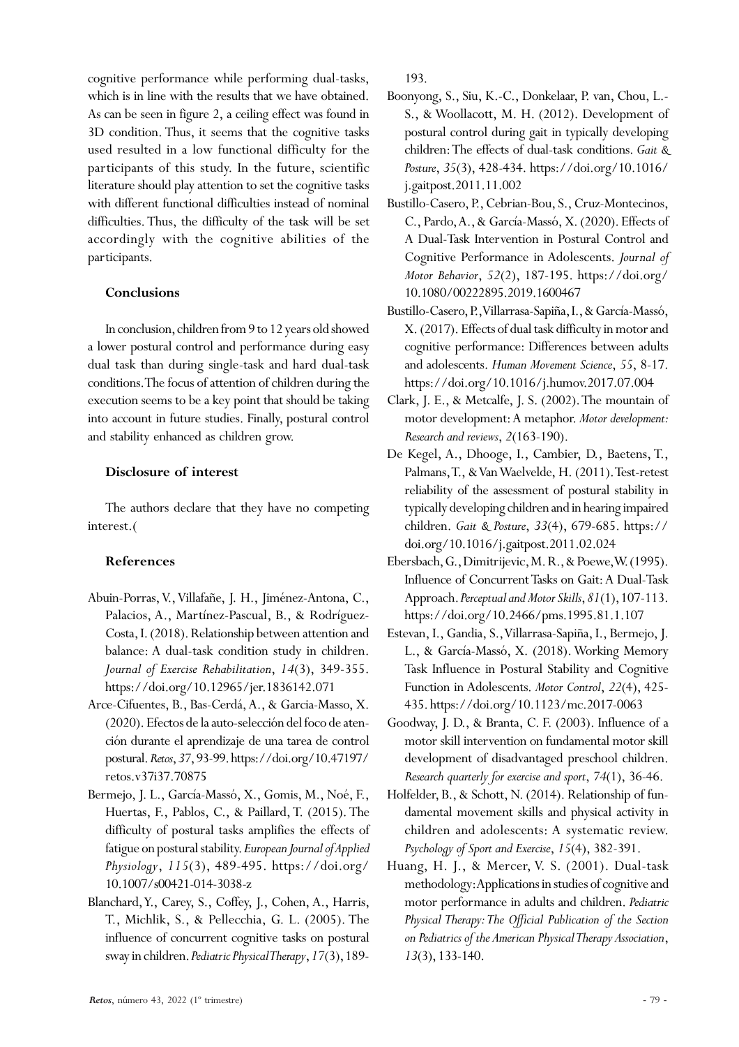cognitive performance while performing dual-tasks, which is in line with the results that we have obtained. As can be seen in figure 2, a ceiling effect was found in 3D condition. Thus, it seems that the cognitive tasks used resulted in a low functional difficulty for the participants of this study. In the future, scientific literature should play attention to set the cognitive tasks with different functional difficulties instead of nominal difficulties. Thus, the difficulty of the task will be set accordingly with the cognitive abilities of the participants.

## Conclusions

In conclusion, children from 9 to 12 years old showed a lower postural control and performance during easy dual task than during single-task and hard dual-task conditions. The focus of attention of children during the execution seems to be a key point that should be taking into account in future studies. Finally, postural control and stability enhanced as children grow.

## Disclosure of interest

The authors declare that they have no competing interest.(

## References

Abuin-Porras, V., Villafañe, J. H., Jiménez-Antona, C., Palacios, A., Martínez-Pascual, B., & Rodríguez-Costa, I. (2018). Relationship between attention and balance: A dual-task condition study in children. *Journal of Exercise Rehabilitation*, *14*(3), 349-355. https://doi.org/10.12965/jer.1836142.071

Arce-Cifuentes, B., Bas-Cerdá, A., & Garcia-Masso, X. (2020). Efectos de la auto-selección del foco de atención durante el aprendizaje de una tarea de control postural. *Retos*, *37*, 93-99. https://doi.org/10.47197/retos.v37i37.70875

Bermejo, J. L., García-Massó, X., Gomis, M., Noé, F., Huertas, F., Pablos, C., & Paillard, T. (2015). The difficulty of postural tasks amplifies the effects of fatigue on postural stability. *European Journal of Applied Physiology*, *115*(3), 489-495. https://doi.org/10.1007/s00421-014-3038-z

Blanchard, Y., Carey, S., Coffey, J., Cohen, A., Harris, T., Michlik, S., & Pellecchia, G. L. (2005). The influence of concurrent cognitive tasks on postural sway in children. *Pediatric Physical Therapy*, *17*(3), 189-193.

Boonyong, S., Siu, K.-C., Donkelaar, P. van, Chou, L.-S., & Woollacott, M. H. (2012). Development of postural control during gait in typically developing children: The effects of dual-task conditions. *Gait & Posture*, *35*(3), 428-434. https://doi.org/10.1016/j.gaitpost.2011.11.002

Bustillo-Casero, P., Cebrian-Bou, S., Cruz-Montecinos, C., Pardo, A., & García-Massó, X. (2020). Effects of A Dual-Task Intervention in Postural Control and Cognitive Performance in Adolescents. *Journal of Motor Behavior*, *52*(2), 187-195. https://doi.org/10.1080/00222895.2019.1600467

Bustillo-Casero, P., Villarrasa-Sapiña, I., & García-Massó, X. (2017). Effects of dual task difficulty in motor and cognitive performance: Differences between adults and adolescents. *Human Movement Science*, *55*, 8-17. https://doi.org/10.1016/j.humov.2017.07.004

Clark, J. E., & Metcalfe, J. S. (2002). The mountain of motor development: A metaphor. *Motor development: Research and reviews*, *2*(163-190).

De Kegel, A., Dhooge, I., Cambier, D., Baetens, T., Palmans, T., & Van Waelvelde, H. (2011). Test-retest reliability of the assessment of postural stability in typically developing children and in hearing impaired children. *Gait & Posture*, *33*(4), 679-685. https://doi.org/10.1016/j.gaitpost.2011.02.024

Ebersbach, G., Dimitrijevic, M. R., & Poewe, W. (1995). Influence of Concurrent Tasks on Gait: A Dual-Task Approach. *Perceptual and Motor Skills*, *81*(1), 107-113. https://doi.org/10.2466/pms.1995.81.1.107

Estevan, I., Gandia, S., Villarrasa-Sapiña, I., Bermejo, J. L., & García-Massó, X. (2018). Working Memory Task Influence in Postural Stability and Cognitive Function in Adolescents. *Motor Control*, *22*(4), 425-435. https://doi.org/10.1123/mc.2017-0063

Goodway, J. D., & Branta, C. F. (2003). Influence of a motor skill intervention on fundamental motor skill development of disadvantaged preschool children. *Research quarterly for exercise and sport*, *74*(1), 36-46.

Holfelder, B., & Schott, N. (2014). Relationship of fundamental movement skills and physical activity in children and adolescents: A systematic review. *Psychology of Sport and Exercise*, *15*(4), 382-391.

Huang, H. J., & Mercer, V. S. (2001). Dual-task methodology: Applications in studies of cognitive and motor performance in adults and children. *Pediatric Physical Therapy: The Official Publication of the Section on Pediatrics of the American Physical Therapy Association*, *13*(3), 133-140.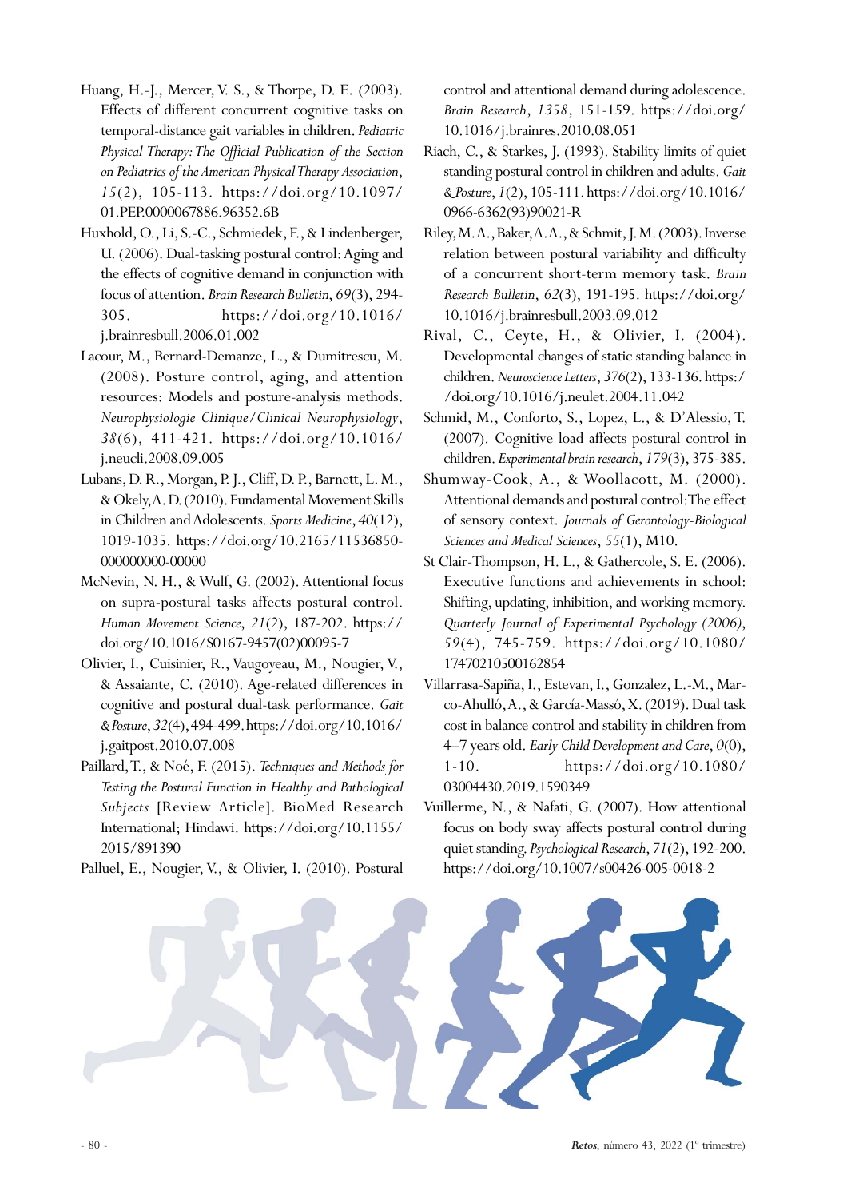Huang, H.-J., Mercer, V. S., & Thorpe, D. E. (2003). Effects of different concurrent cognitive tasks on temporal-distance gait variables in children. *Pediatric Physical Therapy: The Official Publication of the Section on Pediatrics of the American Physical Therapy Association*, *15*(2), 105-113. https://doi.org/10.1097/01.PEP.0000067886.96352.6B

Huxhold, O., Li, S.-C., Schmiedek, F., & Lindenberger, U. (2006). Dual-tasking postural control: Aging and the effects of cognitive demand in conjunction with focus of attention. *Brain Research Bulletin*, *69*(3), 294-305. https://doi.org/10.1016/j.brainresbull.2006.01.002

Lacour, M., Bernard-Demanze, L., & Dumitrescu, M. (2008). Posture control, aging, and attention resources: Models and posture-analysis methods. *Neurophysiologie Clinique/Clinical Neurophysiology*, *38*(6), 411-421. https://doi.org/10.1016/j.neucli.2008.09.005

Lubans, D. R., Morgan, P. J., Cliff, D. P., Barnett, L. M., & Okely, A. D. (2010). Fundamental Movement Skills in Children and Adolescents. *Sports Medicine*, *40*(12), 1019-1035. https://doi.org/10.2165/11536850-000000000-00000

McNevin, N. H., & Wulf, G. (2002). Attentional focus on supra-postural tasks affects postural control. *Human Movement Science*, *21*(2), 187-202. https://doi.org/10.1016/S0167-9457(02)00095-7

Olivier, I., Cuisinier, R., Vaugoyeau, M., Nougier, V., & Assaiante, C. (2010). Age-related differences in cognitive and postural dual-task performance. *Gait & Posture*, *32*(4), 494-499. https://doi.org/10.1016/j.gaitpost.2010.07.008

Paillard, T., & Noé, F. (2015). *Techniques and Methods for Testing the Postural Function in Healthy and Pathological Subjects* [Review Article]. BioMed Research International; Hindawi. https://doi.org/10.1155/2015/891390

Palluel, E., Nougier, V., & Olivier, I. (2010). Postural control and attentional demand during adolescence. *Brain Research*, *1358*, 151-159. https://doi.org/10.1016/j.brainres.2010.08.051

Riach, C., & Starkes, J. (1993). Stability limits of quiet standing postural control in children and adults. *Gait & Posture*, *1*(2), 105-111. https://doi.org/10.1016/0966-6362(93)90021-R

Riley, M. A., Baker, A. A., & Schmit, J. M. (2003). Inverse relation between postural variability and difficulty of a concurrent short-term memory task. *Brain Research Bulletin*, *62*(3), 191-195. https://doi.org/10.1016/j.brainresbull.2003.09.012

Rival, C., Ceyte, H., & Olivier, I. (2004). Developmental changes of static standing balance in children. *Neuroscience Letters*, *376*(2), 133-136. https://doi.org/10.1016/j.neulet.2004.11.042

Schmid, M., Conforto, S., Lopez, L., & D'Alessio, T. (2007). Cognitive load affects postural control in children. *Experimental brain research*, *179*(3), 375-385.

Shumway-Cook, A., & Woollacott, M. (2000). Attentional demands and postural control: The effect of sensory context. *Journals of Gerontology-Biological Sciences and Medical Sciences*, *55*(1), M10.

St Clair-Thompson, H. L., & Gathercole, S. E. (2006). Executive functions and achievements in school: Shifting, updating, inhibition, and working memory. *Quarterly Journal of Experimental Psychology (2006)*, *59*(4), 745-759. https://doi.org/10.1080/17470210500162854

Villarrasa-Sapiña, I., Estevan, I., Gonzalez, L.-M., Marco-Ahulló, A., & García-Massó, X. (2019). Dual task cost in balance control and stability in children from 4–7 years old. *Early Child Development and Care*, *0*(0), 1-10. https://doi.org/10.1080/03004430.2019.1590349

Vuillerme, N., & Nafati, G. (2007). How attentional focus on body sway affects postural control during quiet standing. *Psychological Research*, *71*(2), 192-200. https://doi.org/10.1007/s00426-005-0018-2